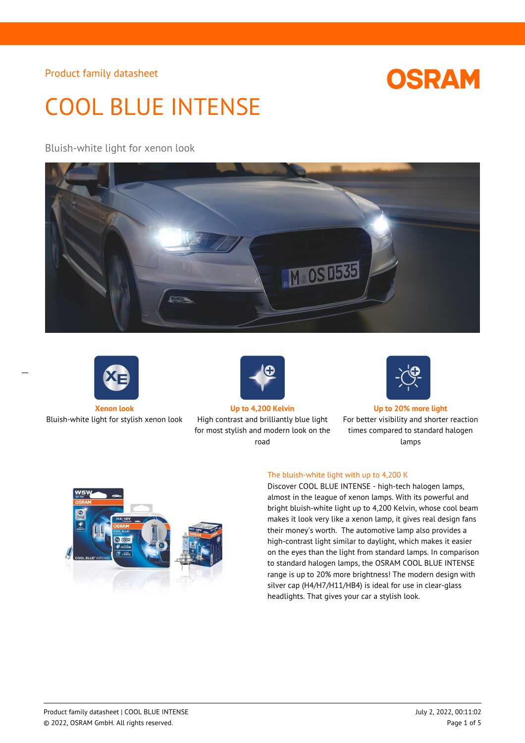Product family datasheet

# COOL BLUE INTENSE

Bluish-white light for xenon look

**Xenon look**
Bluish-white light for stylish xenon look

**Up to 4,200 Kelvin**
High contrast and brilliantly blue light for most stylish and modern look on the road

**Up to 20% more light**
For better visibility and shorter reaction times compared to standard halogen lamps

## The bluish-white light with up to 4,200 K

Discover COOL BLUE INTENSE - high-tech halogen lamps, almost in the league of xenon lamps. With its powerful and bright bluish-white light up to 4,200 Kelvin, whose cool beam makes it look very like a xenon lamp, it gives real design fans their money's worth. The automotive lamp also provides a high-contrast light similar to daylight, which makes it easier on the eyes than the light from standard lamps. In comparison to standard halogen lamps, the OSRAM COOL BLUE INTENSE range is up to 20% more brightness! The modern design with silver cap (H4/H7/H11/HB4) is ideal for use in clear-glass headlights. That gives your car a stylish look.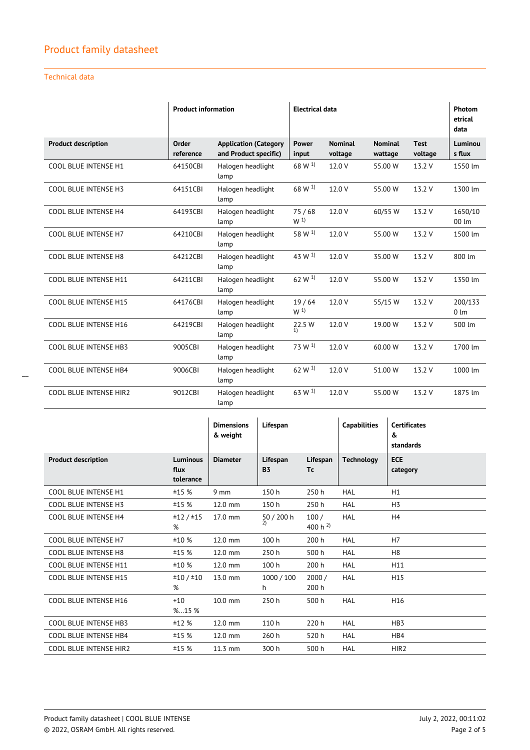# Product family datasheet

## Technical data

| | Product information | | Electrical data | | | | Photometrical data |
|---|---|---|---|---|---|---|---|
| **Product description** | **Order reference** | **Application (Category and Product specific)** | **Power input** | **Nominal voltage** | **Nominal wattage** | **Test voltage** | **Luminous flux** |
| COOL BLUE INTENSE H1 | 64150CBI | Halogen headlight lamp | 68 W [1] | 12.0 V | 55.00 W | 13.2 V | 1550 lm |
| COOL BLUE INTENSE H3 | 64151CBI | Halogen headlight lamp | 68 W [1] | 12.0 V | 55.00 W | 13.2 V | 1300 lm |
| COOL BLUE INTENSE H4 | 64193CBI | Halogen headlight lamp | 75 / 68 W [1] | 12.0 V | 60/55 W | 13.2 V | 1650/1000 lm |
| COOL BLUE INTENSE H7 | 64210CBI | Halogen headlight lamp | 58 W [1] | 12.0 V | 55.00 W | 13.2 V | 1500 lm |
| COOL BLUE INTENSE H8 | 64212CBI | Halogen headlight lamp | 43 W [1] | 12.0 V | 35.00 W | 13.2 V | 800 lm |
| COOL BLUE INTENSE H11 | 64211CBI | Halogen headlight lamp | 62 W [1] | 12.0 V | 55.00 W | 13.2 V | 1350 lm |
| COOL BLUE INTENSE H15 | 64176CBI | Halogen headlight lamp | 19 / 64 W [1] | 12.0 V | 55/15 W | 13.2 V | 200/1330 lm |
| COOL BLUE INTENSE H16 | 64219CBI | Halogen headlight lamp | 22.5 W [1] | 12.0 V | 19.00 W | 13.2 V | 500 lm |
| COOL BLUE INTENSE HB3 | 9005CBI | Halogen headlight lamp | 73 W [1] | 12.0 V | 60.00 W | 13.2 V | 1700 lm |
| COOL BLUE INTENSE HB4 | 9006CBI | Halogen headlight lamp | 62 W [1] | 12.0 V | 51.00 W | 13.2 V | 1000 lm |
| COOL BLUE INTENSE HIR2 | 9012CBI | Halogen headlight lamp | 63 W [1] | 12.0 V | 55.00 W | 13.2 V | 1875 lm |

| | | Dimensions & weight | Lifespan | | Capabilities | Certificates & standards |
|---|---|---|---|---|---|---|
| **Product description** | **Luminous flux tolerance** | **Diameter** | **Lifespan B3** | **Lifespan Tc** | **Technology** | **ECE category** |
| COOL BLUE INTENSE H1 | ±15 % | 9 mm | 150 h | 250 h | HAL | H1 |
| COOL BLUE INTENSE H3 | ±15 % | 12.0 mm | 150 h | 250 h | HAL | H3 |
| COOL BLUE INTENSE H4 | ±12 / ±15 % | 17.0 mm | 50 / 200 h [2] | 100 / 400 h [2] | HAL | H4 |
| COOL BLUE INTENSE H7 | ±10 % | 12.0 mm | 100 h | 200 h | HAL | H7 |
| COOL BLUE INTENSE H8 | ±15 % | 12.0 mm | 250 h | 500 h | HAL | H8 |
| COOL BLUE INTENSE H11 | ±10 % | 12.0 mm | 100 h | 200 h | HAL | H11 |
| COOL BLUE INTENSE H15 | ±10 / ±10 % | 13.0 mm | 1000 / 100 h | 2000 / 200 h | HAL | H15 |
| COOL BLUE INTENSE H16 | +10 %…15 % | 10.0 mm | 250 h | 500 h | HAL | H16 |
| COOL BLUE INTENSE HB3 | ±12 % | 12.0 mm | 110 h | 220 h | HAL | HB3 |
| COOL BLUE INTENSE HB4 | ±15 % | 12.0 mm | 260 h | 520 h | HAL | HB4 |
| COOL BLUE INTENSE HIR2 | ±15 % | 11.3 mm | 300 h | 500 h | HAL | HIR2 |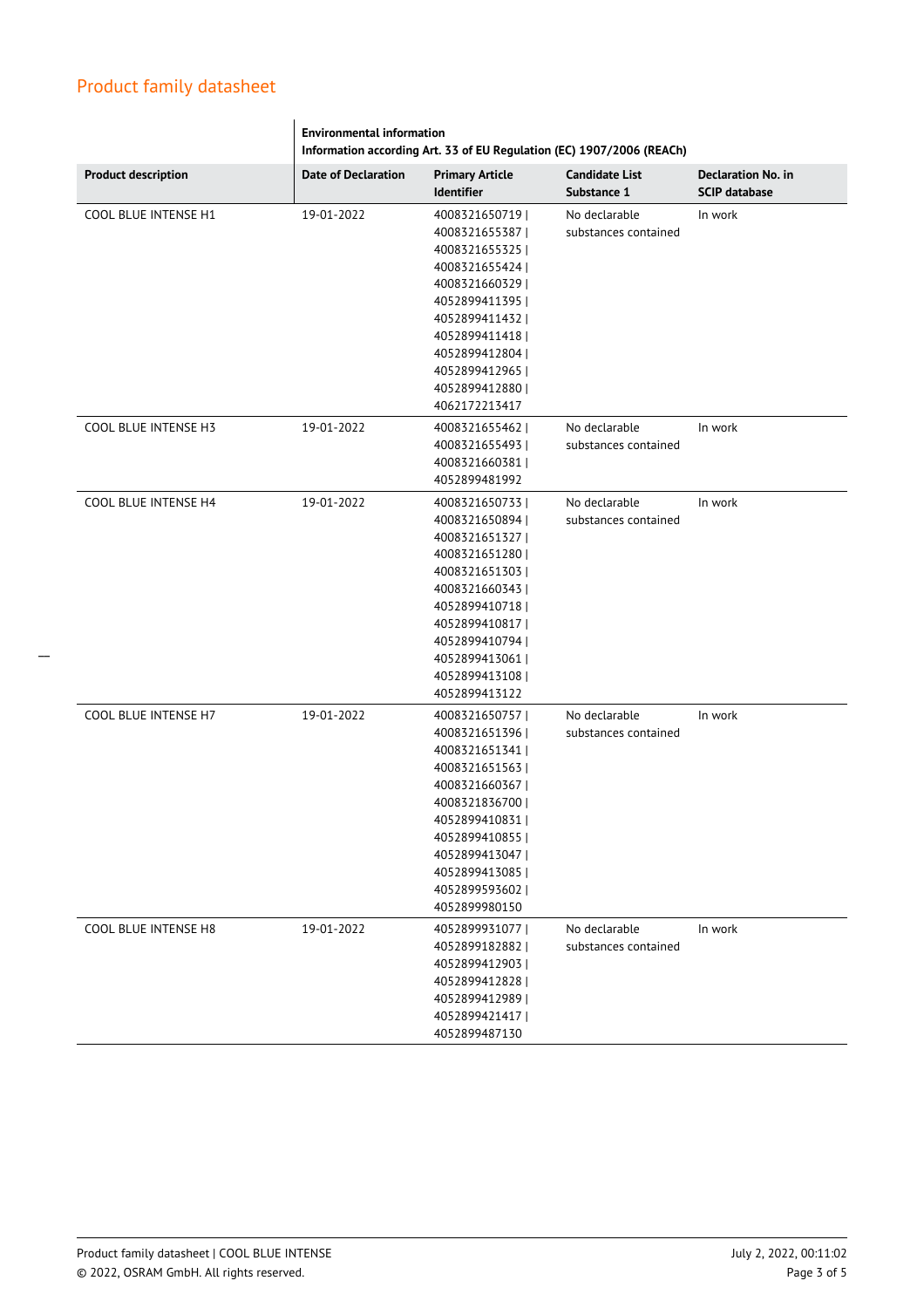# Product family datasheet

| Product description | Environmental information<br>Information according Art. 33 of EU Regulation (EC) 1907/2006 (REACh) | | | |
|---|---|---|---|---|
| | Date of Declaration | Primary Article Identifier | Candidate List Substance 1 | Declaration No. in SCIP database |
| COOL BLUE INTENSE H1 | 19-01-2022 | 4008321650719 \| 4008321655387 \| 4008321655325 \| 4008321655424 \| 4008321660329 \| 4052899411395 \| 4052899411432 \| 4052899411418 \| 4052899412804 \| 4052899412965 \| 4052899412880 \| 4062172213417 | No declarable substances contained | In work |
| COOL BLUE INTENSE H3 | 19-01-2022 | 4008321655462 \| 4008321655493 \| 4008321660381 \| 4052899481992 | No declarable substances contained | In work |
| COOL BLUE INTENSE H4 | 19-01-2022 | 4008321650733 \| 4008321650894 \| 4008321651327 \| 4008321651280 \| 4008321651303 \| 4008321660343 \| 4052899410718 \| 4052899410817 \| 4052899410794 \| 4052899413061 \| 4052899413108 \| 4052899413122 | No declarable substances contained | In work |
| COOL BLUE INTENSE H7 | 19-01-2022 | 4008321650757 \| 4008321651396 \| 4008321651341 \| 4008321651563 \| 4008321660367 \| 4008321836700 \| 4052899410831 \| 4052899410855 \| 4052899413047 \| 4052899413085 \| 4052899593602 \| 4052899980150 | No declarable substances contained | In work |
| COOL BLUE INTENSE H8 | 19-01-2022 | 4052899931077 \| 4052899182882 \| 4052899412903 \| 4052899412828 \| 4052899412989 \| 4052899421417 \| 4052899487130 | No declarable substances contained | In work |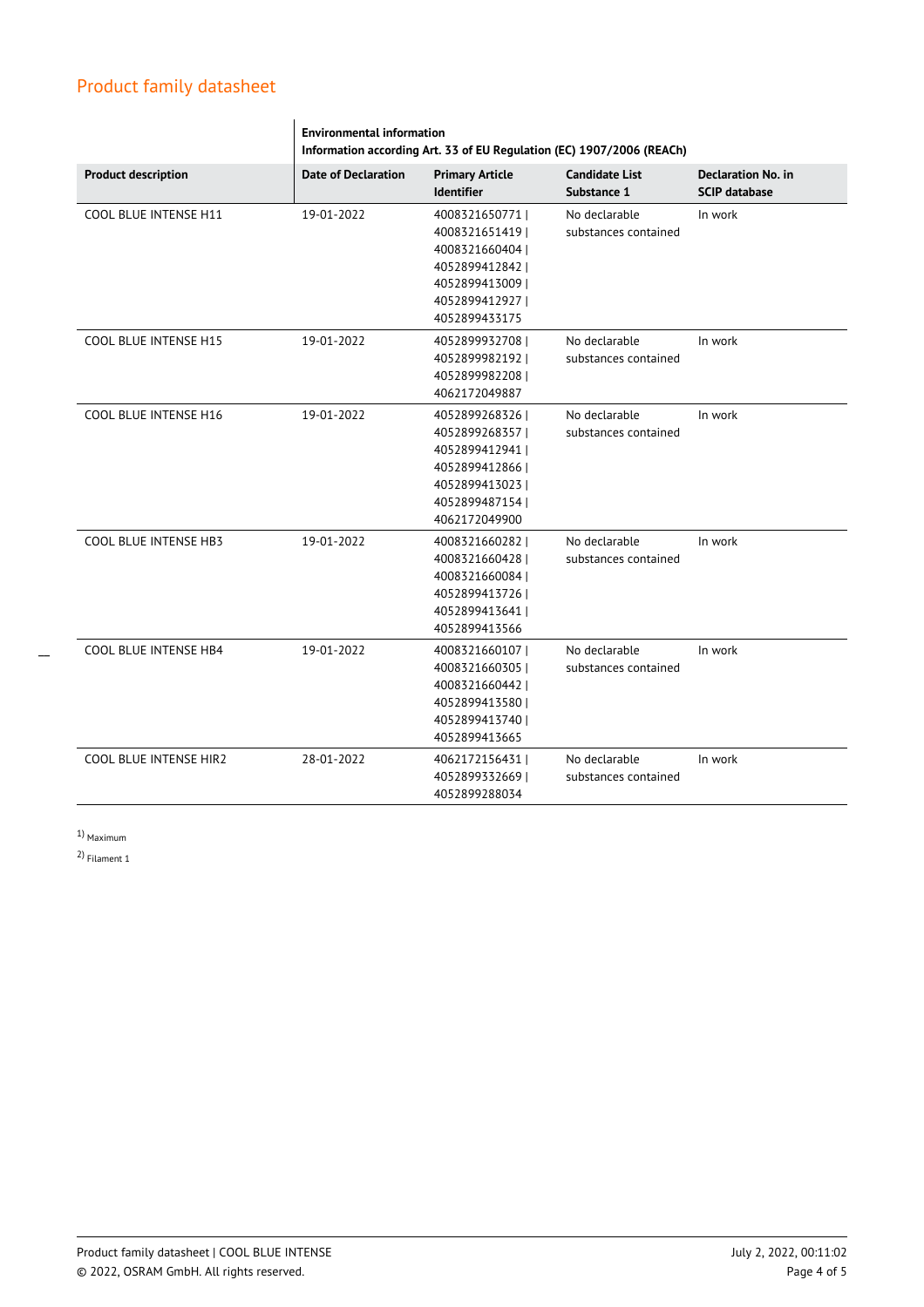## Product family datasheet

| | Environmental information<br>Information according Art. 33 of EU Regulation (EC) 1907/2006 (REACh) | | | |
|---|---|---|---|---|
| **Product description** | **Date of Declaration** | **Primary Article Identifier** | **Candidate List Substance 1** | **Declaration No. in SCIP database** |
| COOL BLUE INTENSE H11 | 19-01-2022 | 4008321650771 \| 4008321651419 \| 4008321660404 \| 4052899412842 \| 4052899413009 \| 4052899412927 \| 4052899433175 | No declarable substances contained | In work |
| COOL BLUE INTENSE H15 | 19-01-2022 | 4052899932708 \| 4052899982192 \| 4052899982208 \| 4062172049887 | No declarable substances contained | In work |
| COOL BLUE INTENSE H16 | 19-01-2022 | 4052899268326 \| 4052899268357 \| 4052899412941 \| 4052899412866 \| 4052899413023 \| 4052899487154 \| 4062172049900 | No declarable substances contained | In work |
| COOL BLUE INTENSE HB3 | 19-01-2022 | 4008321660282 \| 4008321660428 \| 4008321660084 \| 4052899413726 \| 4052899413641 \| 4052899413566 | No declarable substances contained | In work |
| COOL BLUE INTENSE HB4 | 19-01-2022 | 4008321660107 \| 4008321660305 \| 4008321660442 \| 4052899413580 \| 4052899413740 \| 4052899413665 | No declarable substances contained | In work |
| COOL BLUE INTENSE HIR2 | 28-01-2022 | 4062172156431 \| 4052899332669 \| 4052899288034 | No declarable substances contained | In work |

1) Maximum

2) Filament 1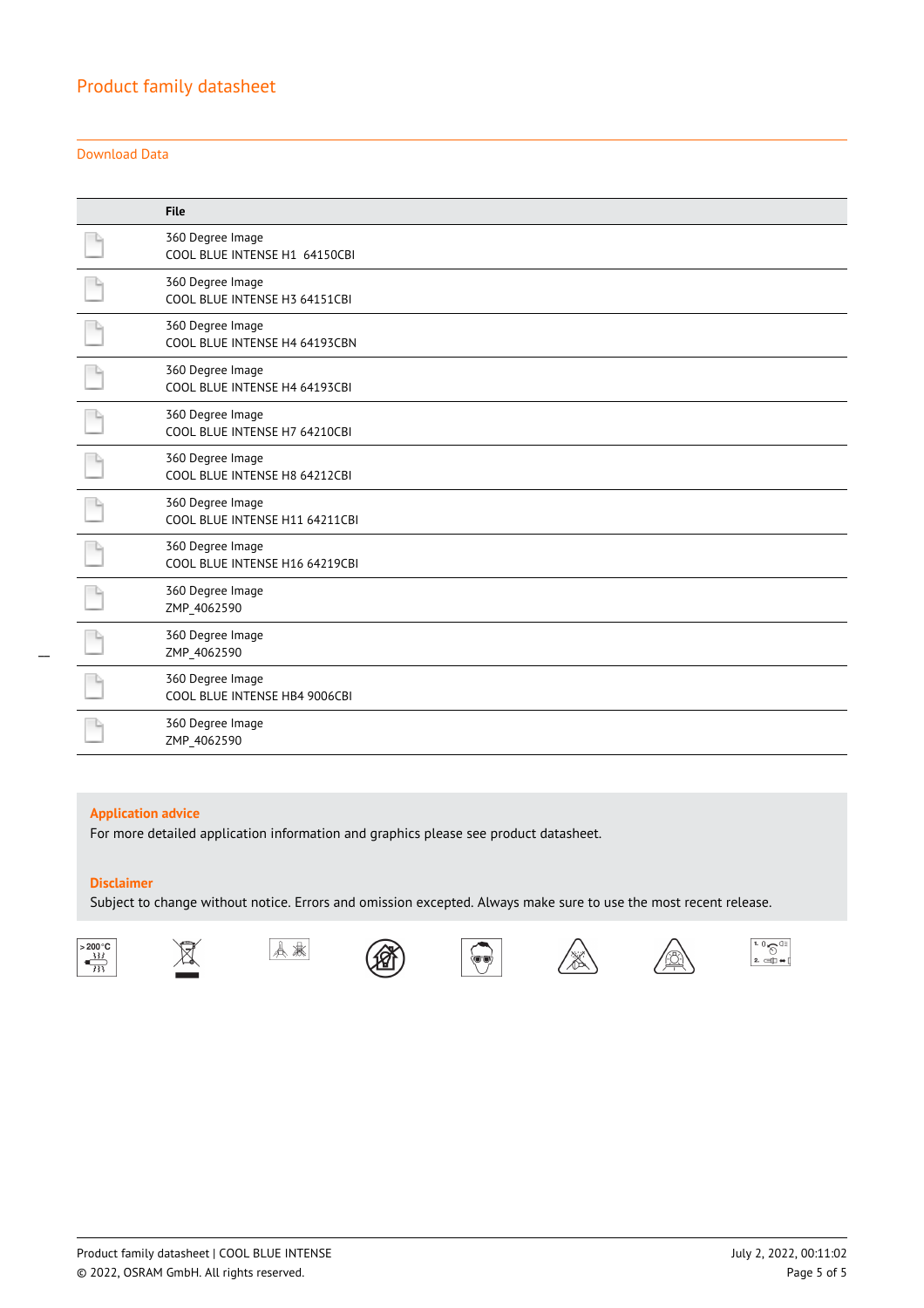Product family datasheet

## Download Data

| | File |
|---|---|
| | 360 Degree Image<br>COOL BLUE INTENSE H1  64150CBI |
| | 360 Degree Image<br>COOL BLUE INTENSE H3 64151CBI |
| | 360 Degree Image<br>COOL BLUE INTENSE H4 64193CBN |
| | 360 Degree Image<br>COOL BLUE INTENSE H4 64193CBI |
| | 360 Degree Image<br>COOL BLUE INTENSE H7 64210CBI |
| | 360 Degree Image<br>COOL BLUE INTENSE H8 64212CBI |
| | 360 Degree Image<br>COOL BLUE INTENSE H11 64211CBI |
| | 360 Degree Image<br>COOL BLUE INTENSE H16 64219CBI |
| | 360 Degree Image<br>ZMP_4062590 |
| | 360 Degree Image<br>ZMP_4062590 |
| | 360 Degree Image<br>COOL BLUE INTENSE HB4 9006CBI |
| | 360 Degree Image<br>ZMP_4062590 |

### Application advice

For more detailed application information and graphics please see product datasheet.

### Disclaimer

Subject to change without notice. Errors and omission excepted. Always make sure to use the most recent release.

> 200°C

Product family datasheet | COOL BLUE INTENSE
© 2022, OSRAM GmbH. All rights reserved.
July 2, 2022, 00:11:02